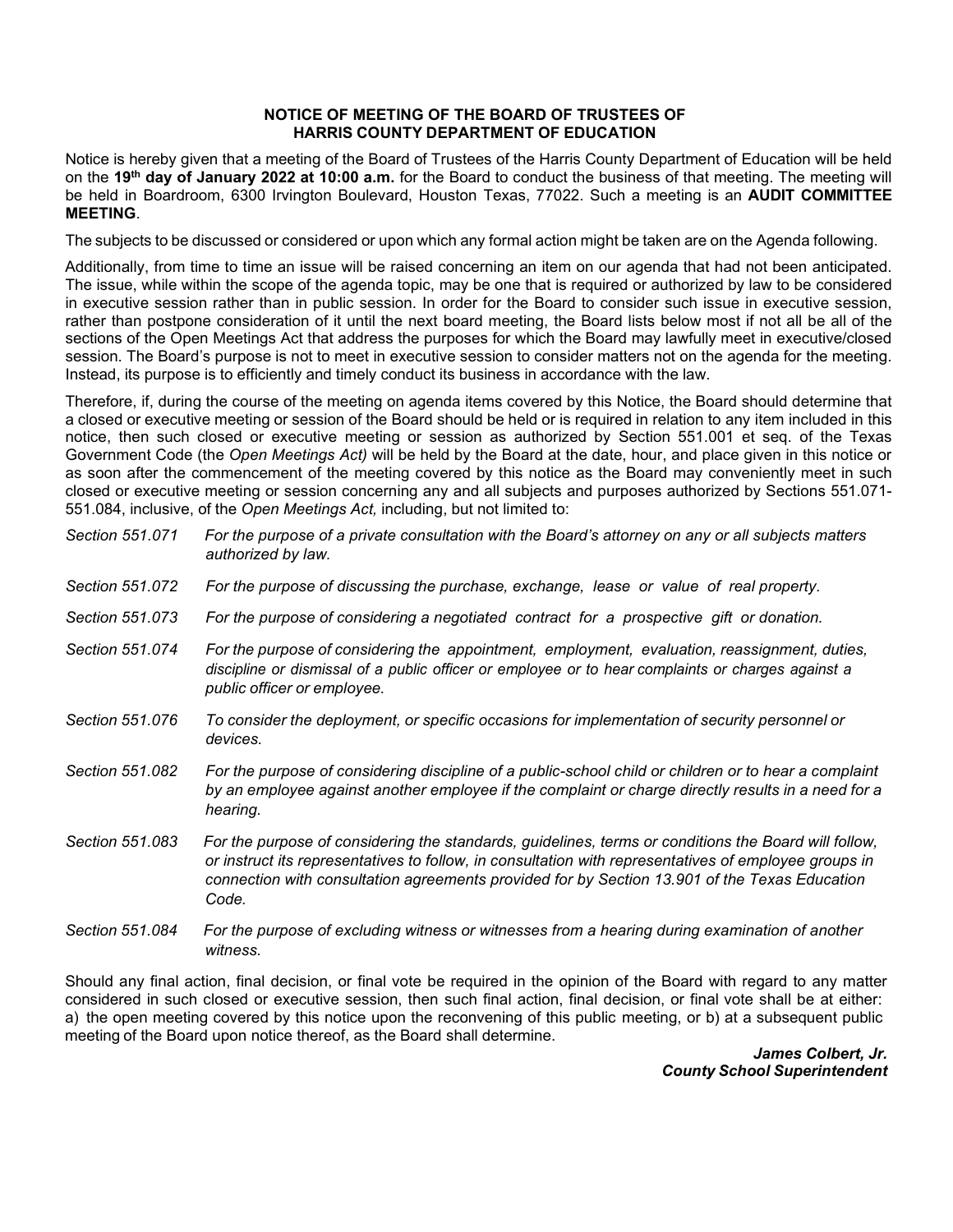**NOTICE OF MEETING OF THE BOARD OF TRUSTEES OF HARRIS COUNTY DEPARTMENT OF EDUCATION**

Notice is hereby given that a meeting of the Board of Trustees of the Harris County Department of Education will be held on the **19th day of January 2022 at 10:00 a.m.** for the Board to conduct the business of that meeting. The meeting will be held in Boardroom, 6300 Irvington Boulevard, Houston Texas, 77022. Such a meeting is an **AUDIT COMMITTEE MEETING**.

The subjects to be discussed or considered or upon which any formal action might be taken are on the Agenda following.

Additionally, from time to time an issue will be raised concerning an item on our agenda that had not been anticipated. The issue, while within the scope of the agenda topic, may be one that is required or authorized by law to be considered in executive session rather than in public session. In order for the Board to consider such issue in executive session, rather than postpone consideration of it until the next board meeting, the Board lists below most if not all be all of the sections of the Open Meetings Act that address the purposes for which the Board may lawfully meet in executive/closed session. The Board's purpose is not to meet in executive session to consider matters not on the agenda for the meeting. Instead, its purpose is to efficiently and timely conduct its business in accordance with the law.

Therefore, if, during the course of the meeting on agenda items covered by this Notice, the Board should determine that a closed or executive meeting or session of the Board should be held or is required in relation to any item included in this notice, then such closed or executive meeting or session as authorized by Section 551.001 et seq. of the Texas Government Code (the *Open Meetings Act)* will be held by the Board at the date, hour, and place given in this notice or as soon after the commencement of the meeting covered by this notice as the Board may conveniently meet in such closed or executive meeting or session concerning any and all subjects and purposes authorized by Sections 551.071-551.084, inclusive, of the *Open Meetings Act,* including, but not limited to:

*Section 551.071* — *For the purpose of a private consultation with the Board's attorney on any or all subjects matters authorized by law.*

*Section 551.072* — *For the purpose of discussing the purchase, exchange, lease or value of real property.*

*Section 551.073* — *For the purpose of considering a negotiated contract for a prospective gift or donation.*

*Section 551.074* — *For the purpose of considering the appointment, employment, evaluation, reassignment, duties, discipline or dismissal of a public officer or employee or to hear complaints or charges against a public officer or employee.*

*Section 551.076* — *To consider the deployment, or specific occasions for implementation of security personnel or devices.*

*Section 551.082* — *For the purpose of considering discipline of a public-school child or children or to hear a complaint by an employee against another employee if the complaint or charge directly results in a need for a hearing.*

*Section 551.083* — *For the purpose of considering the standards, guidelines, terms or conditions the Board will follow, or instruct its representatives to follow, in consultation with representatives of employee groups in connection with consultation agreements provided for by Section 13.901 of the Texas Education Code.*

*Section 551.084* — *For the purpose of excluding witness or witnesses from a hearing during examination of another witness.*

Should any final action, final decision, or final vote be required in the opinion of the Board with regard to any matter considered in such closed or executive session, then such final action, final decision, or final vote shall be at either: a) the open meeting covered by this notice upon the reconvening of this public meeting, or b) at a subsequent public meeting of the Board upon notice thereof, as the Board shall determine.

***James Colbert, Jr.***
***County School Superintendent***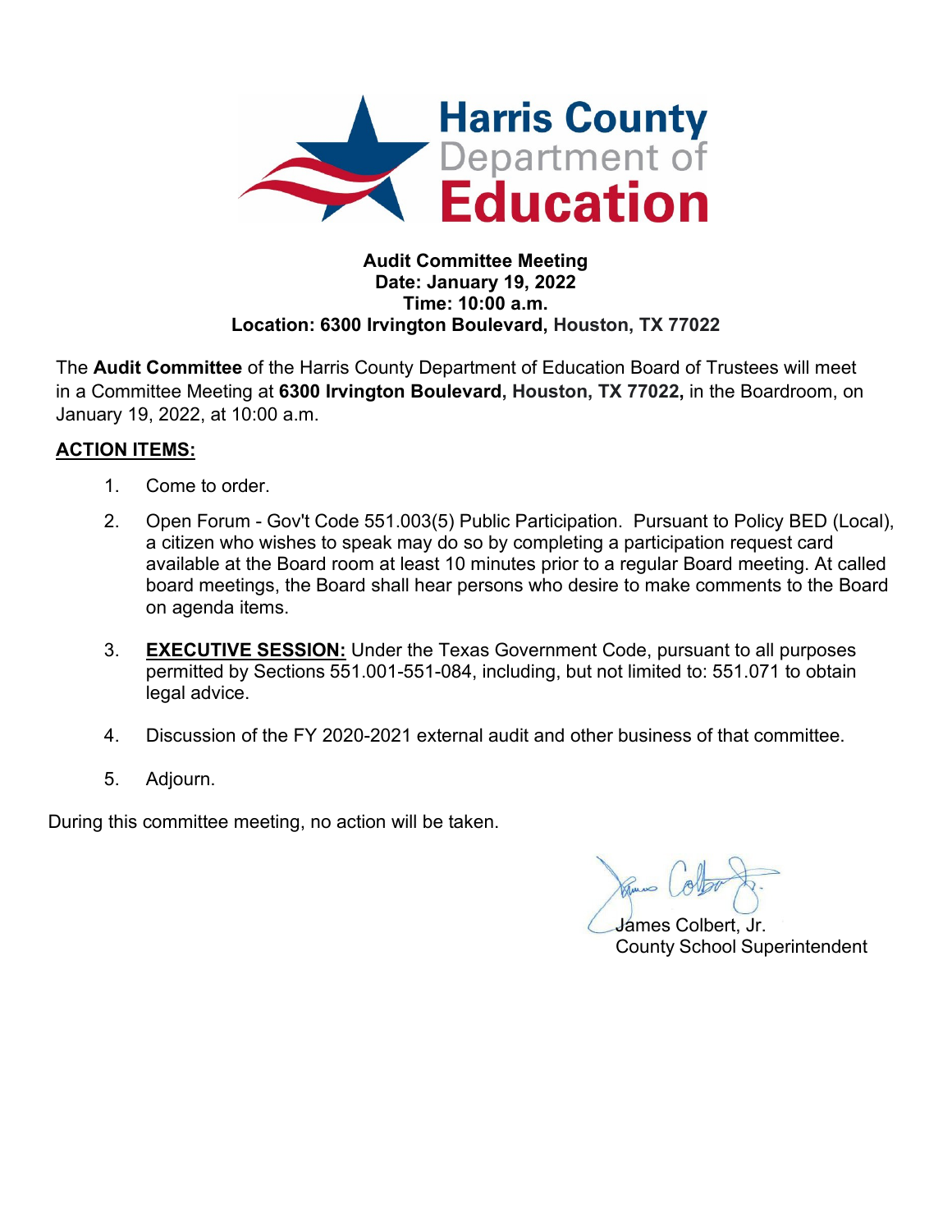# Harris County Department of Education

**Audit Committee Meeting**
**Date: January 19, 2022**
**Time: 10:00 a.m.**
**Location: 6300 Irvington Boulevard, Houston, TX 77022**

The **Audit Committee** of the Harris County Department of Education Board of Trustees will meet in a Committee Meeting at **6300 Irvington Boulevard, Houston, TX 77022,** in the Boardroom, on January 19, 2022, at 10:00 a.m.

## ACTION ITEMS:

1. Come to order.
2. Open Forum - Gov't Code 551.003(5) Public Participation. Pursuant to Policy BED (Local), a citizen who wishes to speak may do so by completing a participation request card available at the Board room at least 10 minutes prior to a regular Board meeting. At called board meetings, the Board shall hear persons who desire to make comments to the Board on agenda items.
3. **EXECUTIVE SESSION:** Under the Texas Government Code, pursuant to all purposes permitted by Sections 551.001-551-084, including, but not limited to: 551.071 to obtain legal advice.
4. Discussion of the FY 2020-2021 external audit and other business of that committee.
5. Adjourn.

During this committee meeting, no action will be taken.

James Colbert, Jr.
County School Superintendent